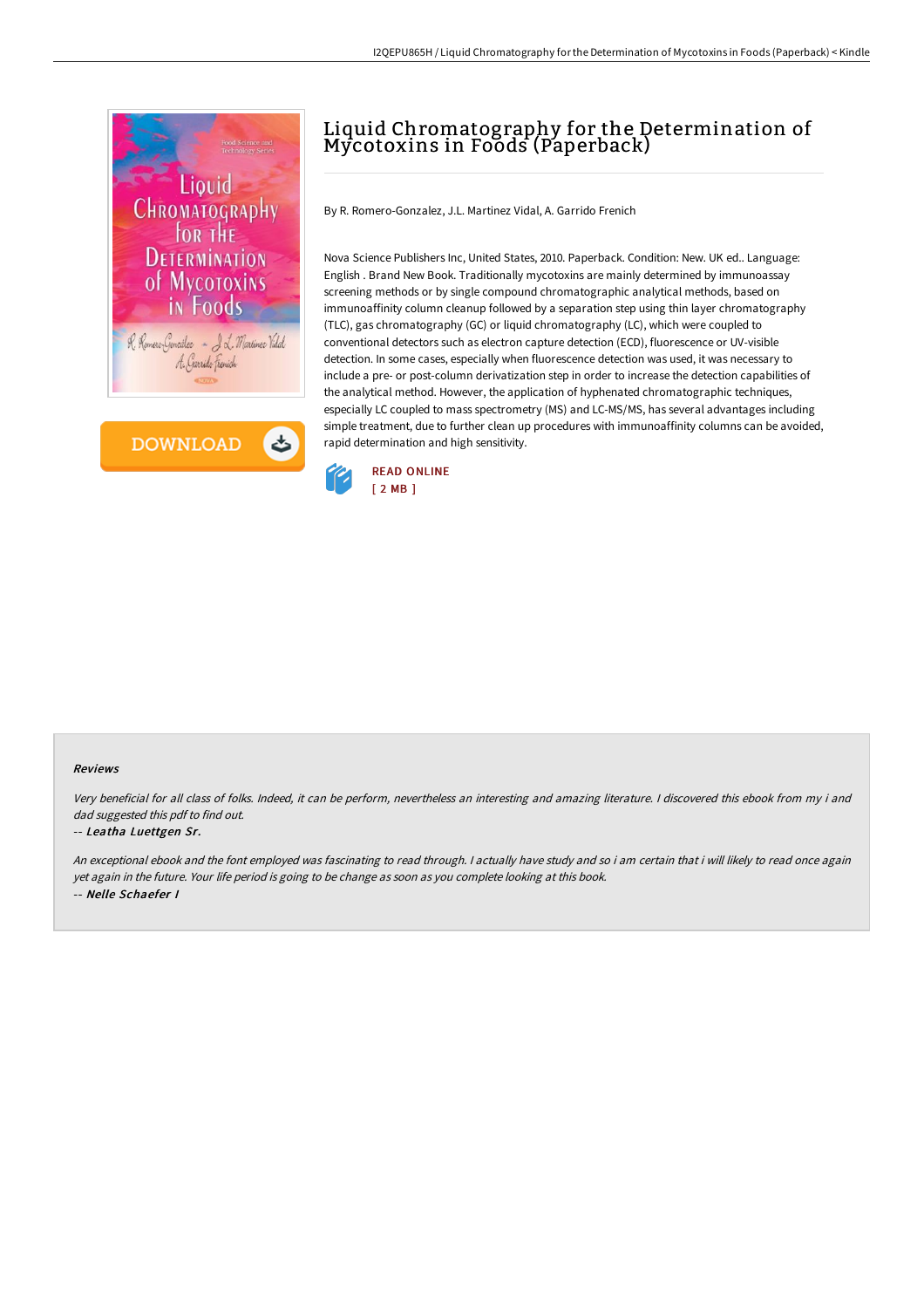# Liquid Chromatography for the Determination of Mycotoxins in Foods (Paperback)

By R. Romero-Gonzalez, J.L. Martinez Vidal, A. Garrido Frenich

Nova Science Publishers Inc, United States, 2010. Paperback. Condition: New. UK ed.. Language: English . Brand New Book. Traditionally mycotoxins are mainly determined by immunoassay screening methods or by single compound chromatographic analytical methods, based on immunoaffinity column cleanup followed by a separation step using thin layer chromatography (TLC), gas chromatography (GC) or liquid chromatography (LC), which were coupled to conventional detectors such as electron capture detection (ECD), fluorescence or UV-visible detection. In some cases, especially when fluorescence detection was used, it was necessary to include a pre- or post-column derivatization step in order to increase the detection capabilities of the analytical method. However, the application of hyphenated chromatographic techniques, especially LC coupled to mass spectrometry (MS) and LC-MS/MS, has several advantages including simple treatment, due to further clean up procedures with immunoaffinity columns can be avoided, rapid determination and high sensitivity.

READ ONLINE
[ 2 MB ]

### Reviews

*Very beneficial for all class of folks. Indeed, it can be perform, nevertheless an interesting and amazing literature. I discovered this ebook from my i and dad suggested this pdf to find out.*

-- *Leatha Luettgen Sr.*

*An exceptional ebook and the font employed was fascinating to read through. I actually have study and so i am certain that i will likely to read once again yet again in the future. Your life period is going to be change as soon as you complete looking at this book.*

-- *Nelle Schaefer I*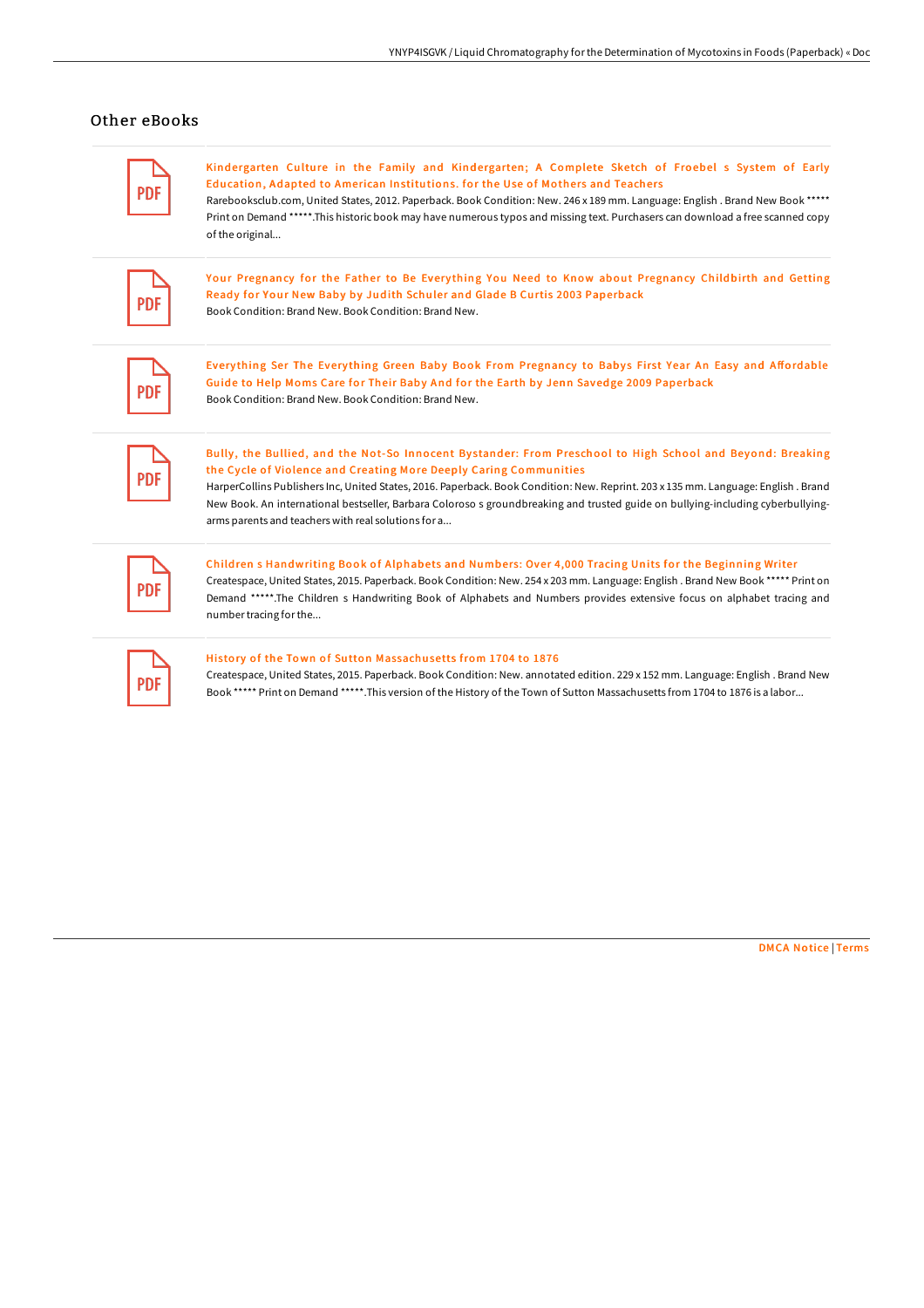## Other eBooks

PDF

**Kindergarten Culture in the Family and Kindergarten; A Complete Sketch of Froebel s System of Early Education, Adapted to American Institutions. for the Use of Mothers and Teachers**

Rarebooksclub.com, United States, 2012. Paperback. Book Condition: New. 246 x 189 mm. Language: English . Brand New Book ***** Print on Demand *****.This historic book may have numerous typos and missing text. Purchasers can download a free scanned copy of the original...

PDF

**Your Pregnancy for the Father to Be Everything You Need to Know about Pregnancy Childbirth and Getting Ready for Your New Baby by Judith Schuler and Glade B Curtis 2003 Paperback**

Book Condition: Brand New. Book Condition: Brand New.

PDF

**Everything Ser The Everything Green Baby Book From Pregnancy to Babys First Year An Easy and Affordable Guide to Help Moms Care for Their Baby And for the Earth by Jenn Savedge 2009 Paperback**

Book Condition: Brand New. Book Condition: Brand New.

PDF

**Bully, the Bullied, and the Not-So Innocent Bystander: From Preschool to High School and Beyond: Breaking the Cycle of Violence and Creating More Deeply Caring Communities**

HarperCollins Publishers Inc, United States, 2016. Paperback. Book Condition: New. Reprint. 203 x 135 mm. Language: English . Brand New Book. An international bestseller, Barbara Coloroso s groundbreaking and trusted guide on bullying-including cyberbullying-arms parents and teachers with real solutions for a...

PDF

**Children s Handwriting Book of Alphabets and Numbers: Over 4,000 Tracing Units for the Beginning Writer**

Createspace, United States, 2015. Paperback. Book Condition: New. 254 x 203 mm. Language: English . Brand New Book ***** Print on Demand *****.The Children s Handwriting Book of Alphabets and Numbers provides extensive focus on alphabet tracing and number tracing for the...

PDF

**History of the Town of Sutton Massachusetts from 1704 to 1876**

Createspace, United States, 2015. Paperback. Book Condition: New. annotated edition. 229 x 152 mm. Language: English . Brand New Book ***** Print on Demand *****.This version of the History of the Town of Sutton Massachusetts from 1704 to 1876 is a labor...

DMCA Notice | Terms